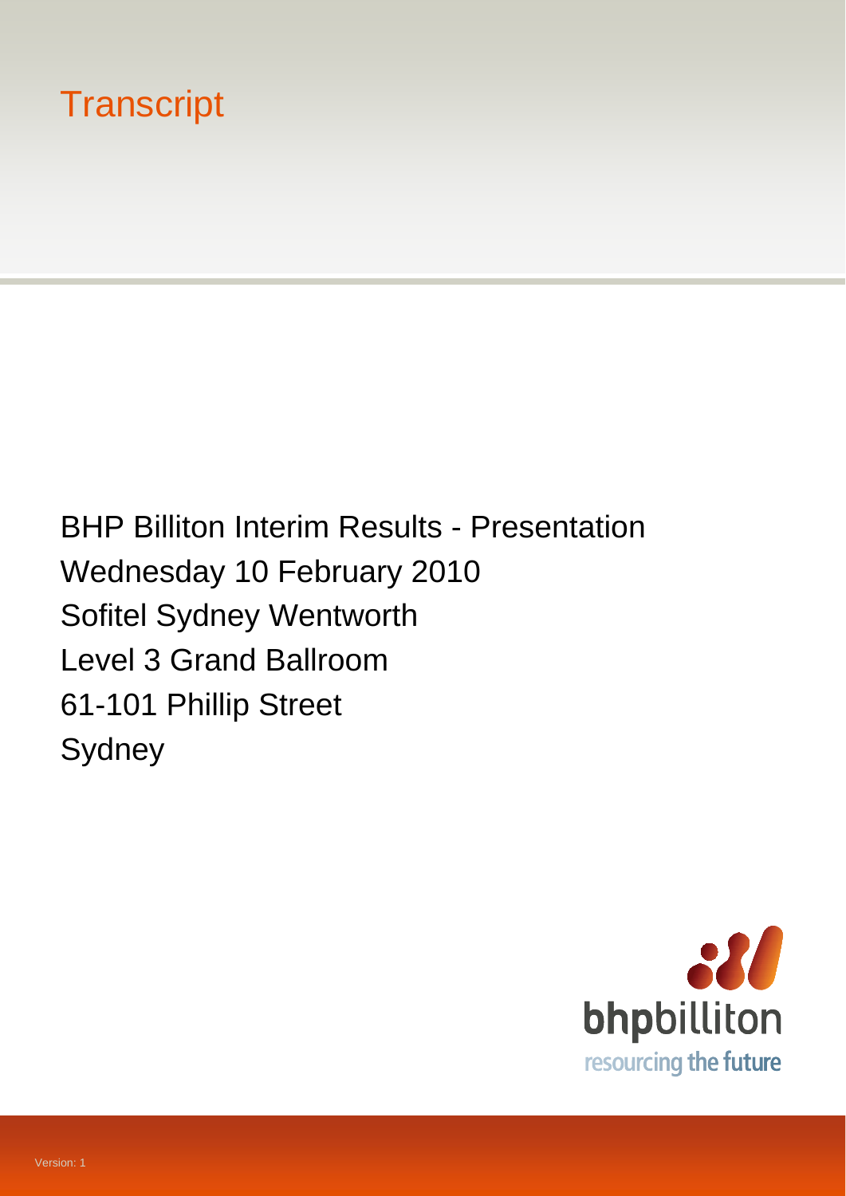# Transcript

BHP Billiton Interim Results - Presentation
Wednesday 10 February 2010
Sofitel Sydney Wentworth
Level 3 Grand Ballroom
61-101 Phillip Street
Sydney

bhpbilliton
resourcing the future

Version: 1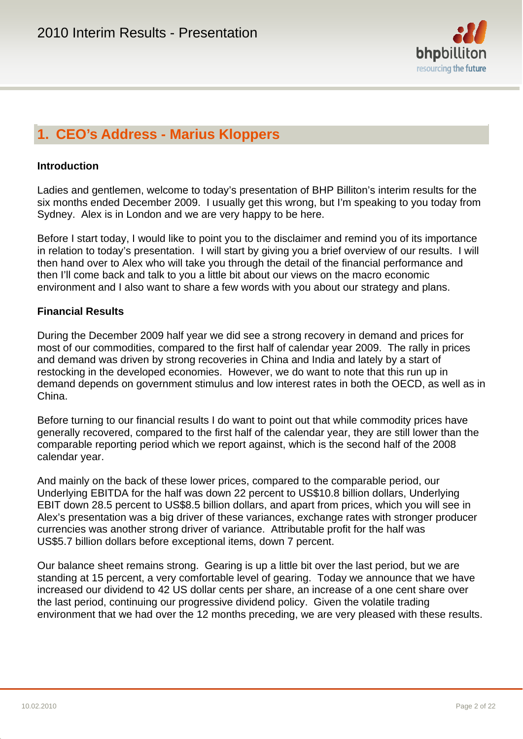## 1. CEO's Address - Marius Kloppers

### Introduction

Ladies and gentlemen, welcome to today's presentation of BHP Billiton's interim results for the six months ended December 2009. I usually get this wrong, but I'm speaking to you today from Sydney. Alex is in London and we are very happy to be here.

Before I start today, I would like to point you to the disclaimer and remind you of its importance in relation to today's presentation. I will start by giving you a brief overview of our results. I will then hand over to Alex who will take you through the detail of the financial performance and then I'll come back and talk to you a little bit about our views on the macro economic environment and I also want to share a few words with you about our strategy and plans.

### Financial Results

During the December 2009 half year we did see a strong recovery in demand and prices for most of our commodities, compared to the first half of calendar year 2009. The rally in prices and demand was driven by strong recoveries in China and India and lately by a start of restocking in the developed economies. However, we do want to note that this run up in demand depends on government stimulus and low interest rates in both the OECD, as well as in China.

Before turning to our financial results I do want to point out that while commodity prices have generally recovered, compared to the first half of the calendar year, they are still lower than the comparable reporting period which we report against, which is the second half of the 2008 calendar year.

And mainly on the back of these lower prices, compared to the comparable period, our Underlying EBITDA for the half was down 22 percent to US$10.8 billion dollars, Underlying EBIT down 28.5 percent to US$8.5 billion dollars, and apart from prices, which you will see in Alex's presentation was a big driver of these variances, exchange rates with stronger producer currencies was another strong driver of variance. Attributable profit for the half was US$5.7 billion dollars before exceptional items, down 7 percent.

Our balance sheet remains strong. Gearing is up a little bit over the last period, but we are standing at 15 percent, a very comfortable level of gearing. Today we announce that we have increased our dividend to 42 US dollar cents per share, an increase of a one cent share over the last period, continuing our progressive dividend policy. Given the volatile trading environment that we had over the 12 months preceding, we are very pleased with these results.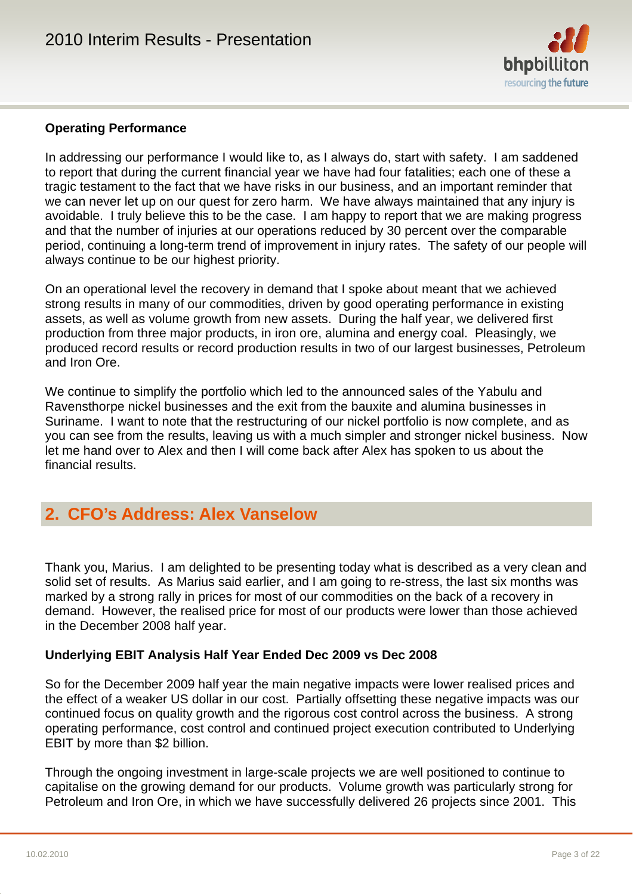### Operating Performance

In addressing our performance I would like to, as I always do, start with safety. I am saddened to report that during the current financial year we have had four fatalities; each one of these a tragic testament to the fact that we have risks in our business, and an important reminder that we can never let up on our quest for zero harm. We have always maintained that any injury is avoidable. I truly believe this to be the case. I am happy to report that we are making progress and that the number of injuries at our operations reduced by 30 percent over the comparable period, continuing a long-term trend of improvement in injury rates. The safety of our people will always continue to be our highest priority.

On an operational level the recovery in demand that I spoke about meant that we achieved strong results in many of our commodities, driven by good operating performance in existing assets, as well as volume growth from new assets. During the half year, we delivered first production from three major products, in iron ore, alumina and energy coal. Pleasingly, we produced record results or record production results in two of our largest businesses, Petroleum and Iron Ore.

We continue to simplify the portfolio which led to the announced sales of the Yabulu and Ravensthorpe nickel businesses and the exit from the bauxite and alumina businesses in Suriname. I want to note that the restructuring of our nickel portfolio is now complete, and as you can see from the results, leaving us with a much simpler and stronger nickel business. Now let me hand over to Alex and then I will come back after Alex has spoken to us about the financial results.

## 2. CFO's Address: Alex Vanselow

Thank you, Marius. I am delighted to be presenting today what is described as a very clean and solid set of results. As Marius said earlier, and I am going to re-stress, the last six months was marked by a strong rally in prices for most of our commodities on the back of a recovery in demand. However, the realised price for most of our products were lower than those achieved in the December 2008 half year.

### Underlying EBIT Analysis Half Year Ended Dec 2009 vs Dec 2008

So for the December 2009 half year the main negative impacts were lower realised prices and the effect of a weaker US dollar in our cost. Partially offsetting these negative impacts was our continued focus on quality growth and the rigorous cost control across the business. A strong operating performance, cost control and continued project execution contributed to Underlying EBIT by more than $2 billion.

Through the ongoing investment in large-scale projects we are well positioned to continue to capitalise on the growing demand for our products. Volume growth was particularly strong for Petroleum and Iron Ore, in which we have successfully delivered 26 projects since 2001. This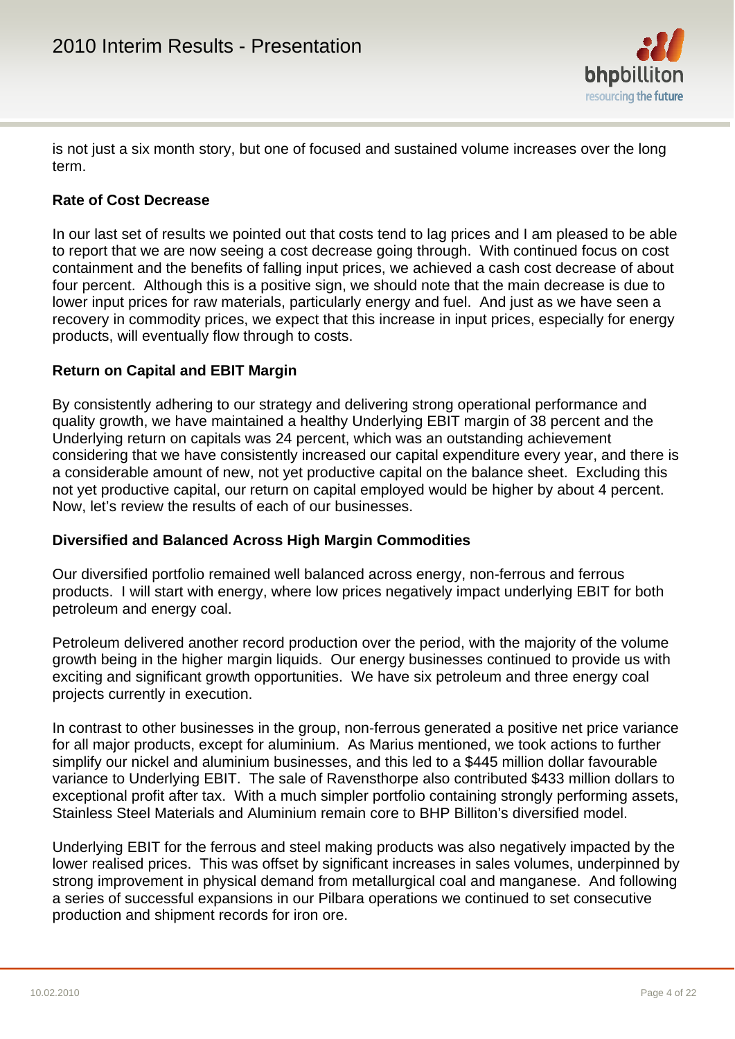is not just a six month story, but one of focused and sustained volume increases over the long term.

**Rate of Cost Decrease**

In our last set of results we pointed out that costs tend to lag prices and I am pleased to be able to report that we are now seeing a cost decrease going through. With continued focus on cost containment and the benefits of falling input prices, we achieved a cash cost decrease of about four percent. Although this is a positive sign, we should note that the main decrease is due to lower input prices for raw materials, particularly energy and fuel. And just as we have seen a recovery in commodity prices, we expect that this increase in input prices, especially for energy products, will eventually flow through to costs.

**Return on Capital and EBIT Margin**

By consistently adhering to our strategy and delivering strong operational performance and quality growth, we have maintained a healthy Underlying EBIT margin of 38 percent and the Underlying return on capitals was 24 percent, which was an outstanding achievement considering that we have consistently increased our capital expenditure every year, and there is a considerable amount of new, not yet productive capital on the balance sheet. Excluding this not yet productive capital, our return on capital employed would be higher by about 4 percent. Now, let's review the results of each of our businesses.

**Diversified and Balanced Across High Margin Commodities**

Our diversified portfolio remained well balanced across energy, non-ferrous and ferrous products. I will start with energy, where low prices negatively impact underlying EBIT for both petroleum and energy coal.

Petroleum delivered another record production over the period, with the majority of the volume growth being in the higher margin liquids. Our energy businesses continued to provide us with exciting and significant growth opportunities. We have six petroleum and three energy coal projects currently in execution.

In contrast to other businesses in the group, non-ferrous generated a positive net price variance for all major products, except for aluminium. As Marius mentioned, we took actions to further simplify our nickel and aluminium businesses, and this led to a $445 million dollar favourable variance to Underlying EBIT. The sale of Ravensthorpe also contributed $433 million dollars to exceptional profit after tax. With a much simpler portfolio containing strongly performing assets, Stainless Steel Materials and Aluminium remain core to BHP Billiton's diversified model.

Underlying EBIT for the ferrous and steel making products was also negatively impacted by the lower realised prices. This was offset by significant increases in sales volumes, underpinned by strong improvement in physical demand from metallurgical coal and manganese. And following a series of successful expansions in our Pilbara operations we continued to set consecutive production and shipment records for iron ore.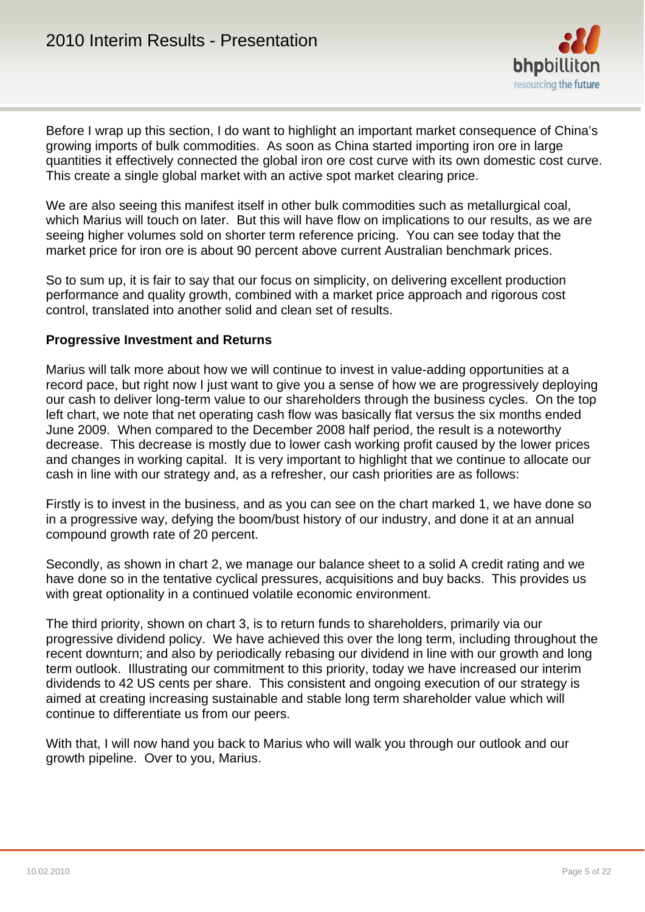Before I wrap up this section, I do want to highlight an important market consequence of China's growing imports of bulk commodities. As soon as China started importing iron ore in large quantities it effectively connected the global iron ore cost curve with its own domestic cost curve. This create a single global market with an active spot market clearing price.

We are also seeing this manifest itself in other bulk commodities such as metallurgical coal, which Marius will touch on later. But this will have flow on implications to our results, as we are seeing higher volumes sold on shorter term reference pricing. You can see today that the market price for iron ore is about 90 percent above current Australian benchmark prices.

So to sum up, it is fair to say that our focus on simplicity, on delivering excellent production performance and quality growth, combined with a market price approach and rigorous cost control, translated into another solid and clean set of results.

**Progressive Investment and Returns**

Marius will talk more about how we will continue to invest in value-adding opportunities at a record pace, but right now I just want to give you a sense of how we are progressively deploying our cash to deliver long-term value to our shareholders through the business cycles. On the top left chart, we note that net operating cash flow was basically flat versus the six months ended June 2009. When compared to the December 2008 half period, the result is a noteworthy decrease. This decrease is mostly due to lower cash working profit caused by the lower prices and changes in working capital. It is very important to highlight that we continue to allocate our cash in line with our strategy and, as a refresher, our cash priorities are as follows:

Firstly is to invest in the business, and as you can see on the chart marked 1, we have done so in a progressive way, defying the boom/bust history of our industry, and done it at an annual compound growth rate of 20 percent.

Secondly, as shown in chart 2, we manage our balance sheet to a solid A credit rating and we have done so in the tentative cyclical pressures, acquisitions and buy backs. This provides us with great optionality in a continued volatile economic environment.

The third priority, shown on chart 3, is to return funds to shareholders, primarily via our progressive dividend policy. We have achieved this over the long term, including throughout the recent downturn; and also by periodically rebasing our dividend in line with our growth and long term outlook. Illustrating our commitment to this priority, today we have increased our interim dividends to 42 US cents per share. This consistent and ongoing execution of our strategy is aimed at creating increasing sustainable and stable long term shareholder value which will continue to differentiate us from our peers.

With that, I will now hand you back to Marius who will walk you through our outlook and our growth pipeline. Over to you, Marius.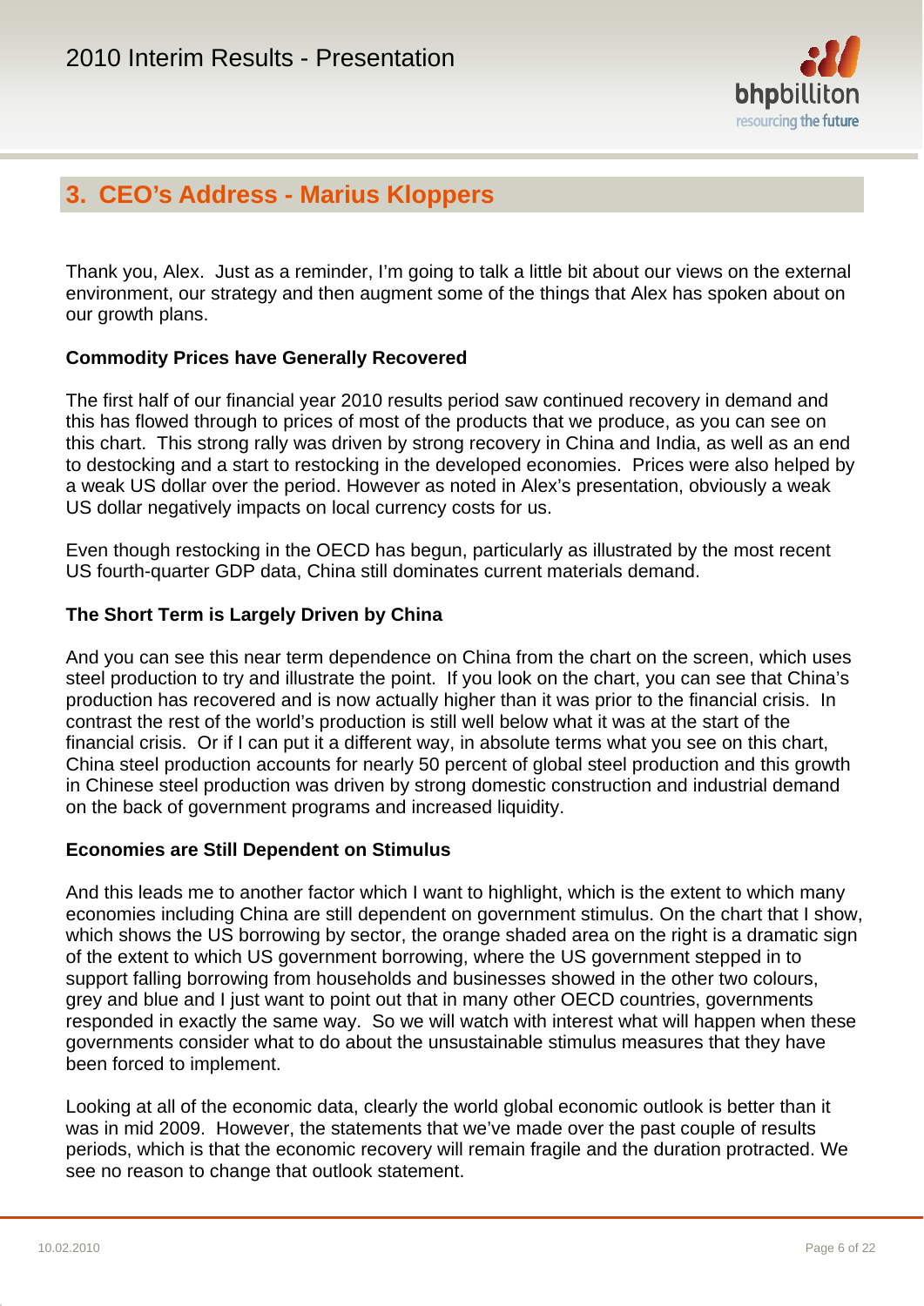## 3. CEO's Address - Marius Kloppers

Thank you, Alex. Just as a reminder, I'm going to talk a little bit about our views on the external environment, our strategy and then augment some of the things that Alex has spoken about on our growth plans.

**Commodity Prices have Generally Recovered**

The first half of our financial year 2010 results period saw continued recovery in demand and this has flowed through to prices of most of the products that we produce, as you can see on this chart. This strong rally was driven by strong recovery in China and India, as well as an end to destocking and a start to restocking in the developed economies. Prices were also helped by a weak US dollar over the period. However as noted in Alex's presentation, obviously a weak US dollar negatively impacts on local currency costs for us.

Even though restocking in the OECD has begun, particularly as illustrated by the most recent US fourth-quarter GDP data, China still dominates current materials demand.

**The Short Term is Largely Driven by China**

And you can see this near term dependence on China from the chart on the screen, which uses steel production to try and illustrate the point. If you look on the chart, you can see that China's production has recovered and is now actually higher than it was prior to the financial crisis. In contrast the rest of the world's production is still well below what it was at the start of the financial crisis. Or if I can put it a different way, in absolute terms what you see on this chart, China steel production accounts for nearly 50 percent of global steel production and this growth in Chinese steel production was driven by strong domestic construction and industrial demand on the back of government programs and increased liquidity.

**Economies are Still Dependent on Stimulus**

And this leads me to another factor which I want to highlight, which is the extent to which many economies including China are still dependent on government stimulus. On the chart that I show, which shows the US borrowing by sector, the orange shaded area on the right is a dramatic sign of the extent to which US government borrowing, where the US government stepped in to support falling borrowing from households and businesses showed in the other two colours, grey and blue and I just want to point out that in many other OECD countries, governments responded in exactly the same way. So we will watch with interest what will happen when these governments consider what to do about the unsustainable stimulus measures that they have been forced to implement.

Looking at all of the economic data, clearly the world global economic outlook is better than it was in mid 2009. However, the statements that we've made over the past couple of results periods, which is that the economic recovery will remain fragile and the duration protracted. We see no reason to change that outlook statement.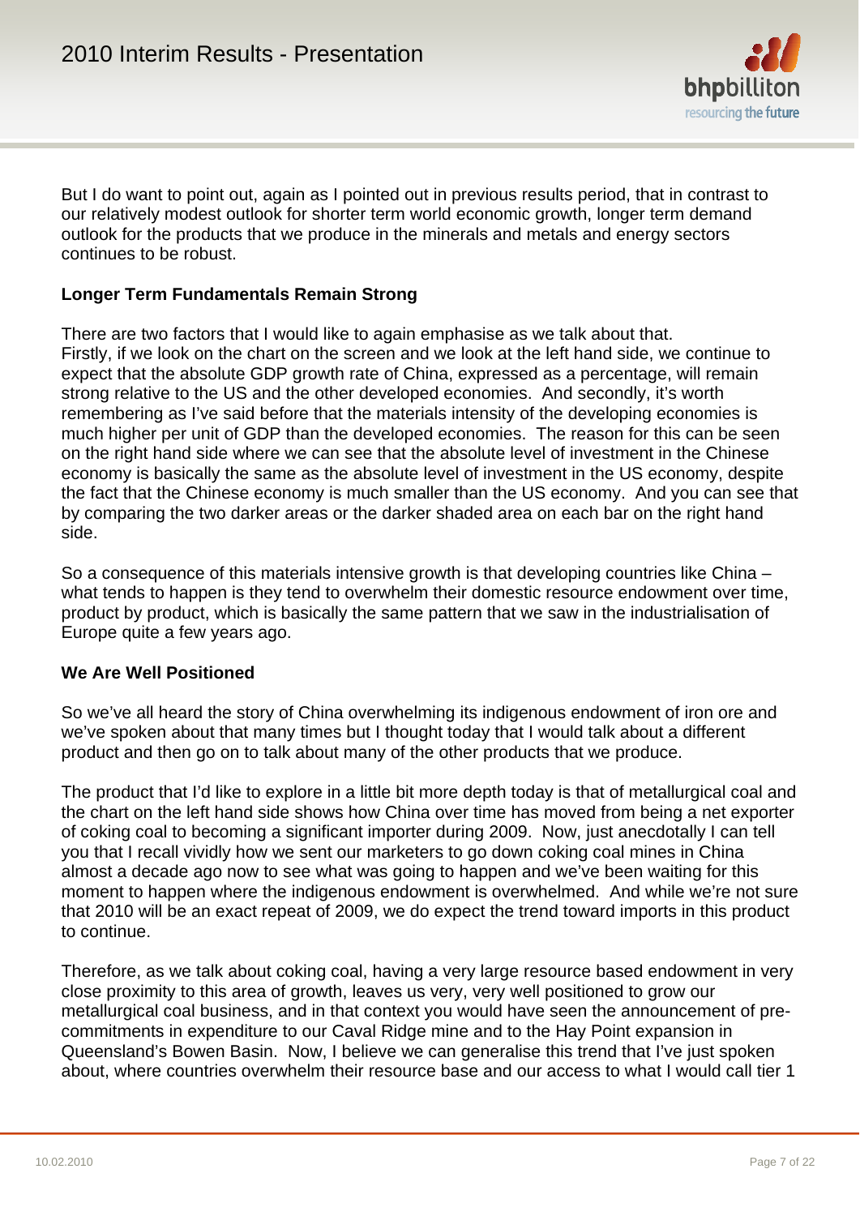But I do want to point out, again as I pointed out in previous results period, that in contrast to our relatively modest outlook for shorter term world economic growth, longer term demand outlook for the products that we produce in the minerals and metals and energy sectors continues to be robust.

**Longer Term Fundamentals Remain Strong**

There are two factors that I would like to again emphasise as we talk about that. Firstly, if we look on the chart on the screen and we look at the left hand side, we continue to expect that the absolute GDP growth rate of China, expressed as a percentage, will remain strong relative to the US and the other developed economies. And secondly, it's worth remembering as I've said before that the materials intensity of the developing economies is much higher per unit of GDP than the developed economies. The reason for this can be seen on the right hand side where we can see that the absolute level of investment in the Chinese economy is basically the same as the absolute level of investment in the US economy, despite the fact that the Chinese economy is much smaller than the US economy. And you can see that by comparing the two darker areas or the darker shaded area on each bar on the right hand side.

So a consequence of this materials intensive growth is that developing countries like China – what tends to happen is they tend to overwhelm their domestic resource endowment over time, product by product, which is basically the same pattern that we saw in the industrialisation of Europe quite a few years ago.

**We Are Well Positioned**

So we've all heard the story of China overwhelming its indigenous endowment of iron ore and we've spoken about that many times but I thought today that I would talk about a different product and then go on to talk about many of the other products that we produce.

The product that I'd like to explore in a little bit more depth today is that of metallurgical coal and the chart on the left hand side shows how China over time has moved from being a net exporter of coking coal to becoming a significant importer during 2009. Now, just anecdotally I can tell you that I recall vividly how we sent our marketers to go down coking coal mines in China almost a decade ago now to see what was going to happen and we've been waiting for this moment to happen where the indigenous endowment is overwhelmed. And while we're not sure that 2010 will be an exact repeat of 2009, we do expect the trend toward imports in this product to continue.

Therefore, as we talk about coking coal, having a very large resource based endowment in very close proximity to this area of growth, leaves us very, very well positioned to grow our metallurgical coal business, and in that context you would have seen the announcement of pre-commitments in expenditure to our Caval Ridge mine and to the Hay Point expansion in Queensland's Bowen Basin. Now, I believe we can generalise this trend that I've just spoken about, where countries overwhelm their resource base and our access to what I would call tier 1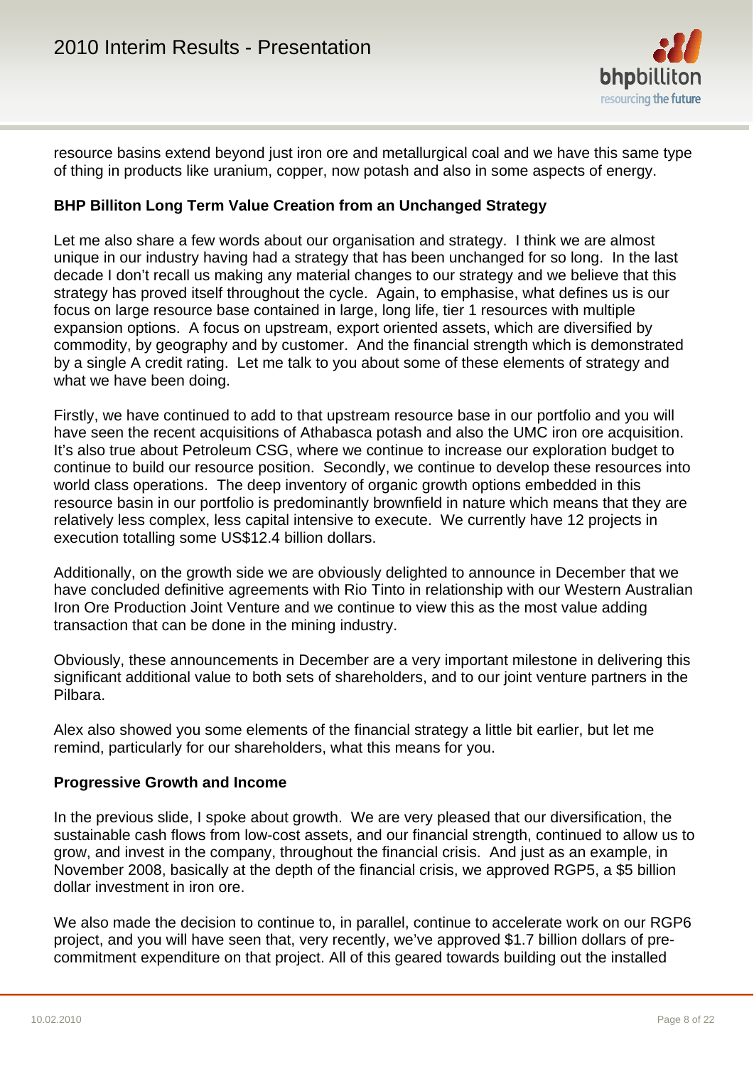resource basins extend beyond just iron ore and metallurgical coal and we have this same type of thing in products like uranium, copper, now potash and also in some aspects of energy.

**BHP Billiton Long Term Value Creation from an Unchanged Strategy**

Let me also share a few words about our organisation and strategy. I think we are almost unique in our industry having had a strategy that has been unchanged for so long. In the last decade I don't recall us making any material changes to our strategy and we believe that this strategy has proved itself throughout the cycle. Again, to emphasise, what defines us is our focus on large resource base contained in large, long life, tier 1 resources with multiple expansion options. A focus on upstream, export oriented assets, which are diversified by commodity, by geography and by customer. And the financial strength which is demonstrated by a single A credit rating. Let me talk to you about some of these elements of strategy and what we have been doing.

Firstly, we have continued to add to that upstream resource base in our portfolio and you will have seen the recent acquisitions of Athabasca potash and also the UMC iron ore acquisition. It's also true about Petroleum CSG, where we continue to increase our exploration budget to continue to build our resource position. Secondly, we continue to develop these resources into world class operations. The deep inventory of organic growth options embedded in this resource basin in our portfolio is predominantly brownfield in nature which means that they are relatively less complex, less capital intensive to execute. We currently have 12 projects in execution totalling some US$12.4 billion dollars.

Additionally, on the growth side we are obviously delighted to announce in December that we have concluded definitive agreements with Rio Tinto in relationship with our Western Australian Iron Ore Production Joint Venture and we continue to view this as the most value adding transaction that can be done in the mining industry.

Obviously, these announcements in December are a very important milestone in delivering this significant additional value to both sets of shareholders, and to our joint venture partners in the Pilbara.

Alex also showed you some elements of the financial strategy a little bit earlier, but let me remind, particularly for our shareholders, what this means for you.

**Progressive Growth and Income**

In the previous slide, I spoke about growth. We are very pleased that our diversification, the sustainable cash flows from low-cost assets, and our financial strength, continued to allow us to grow, and invest in the company, throughout the financial crisis. And just as an example, in November 2008, basically at the depth of the financial crisis, we approved RGP5, a $5 billion dollar investment in iron ore.

We also made the decision to continue to, in parallel, continue to accelerate work on our RGP6 project, and you will have seen that, very recently, we've approved $1.7 billion dollars of pre-commitment expenditure on that project. All of this geared towards building out the installed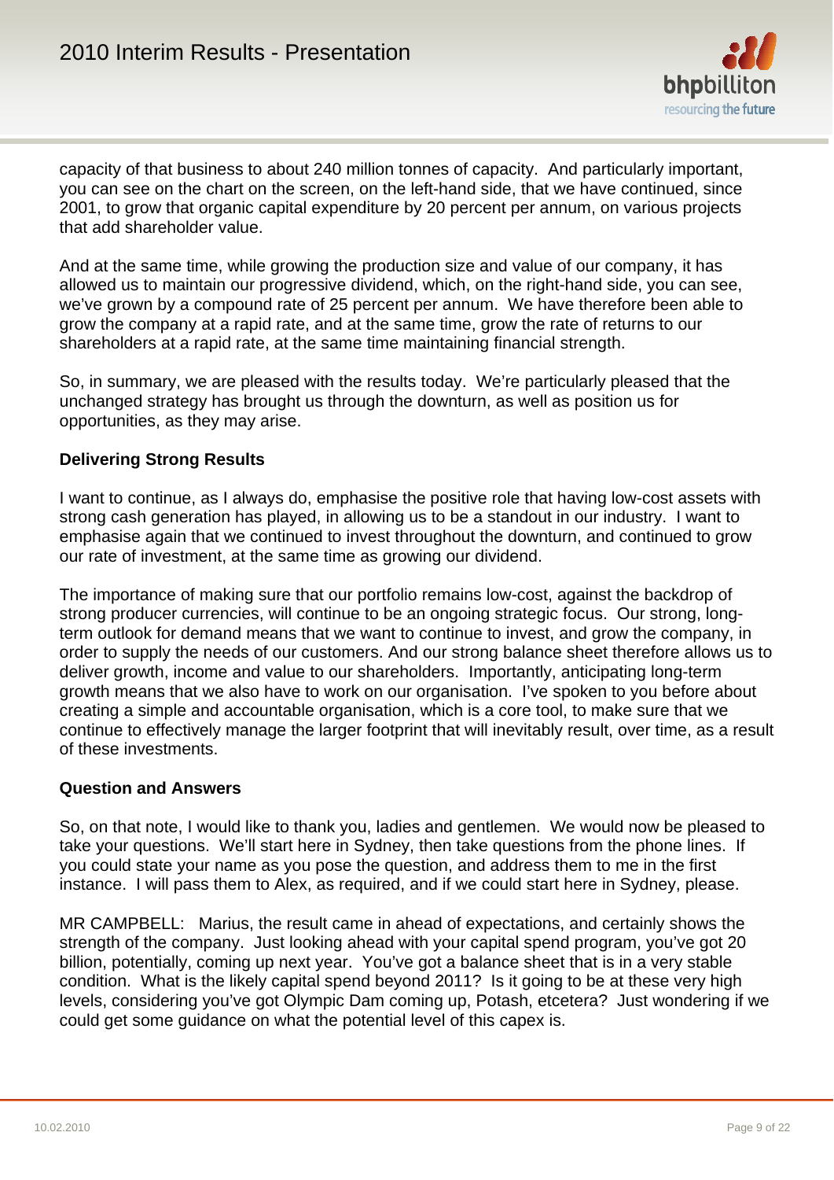capacity of that business to about 240 million tonnes of capacity. And particularly important, you can see on the chart on the screen, on the left-hand side, that we have continued, since 2001, to grow that organic capital expenditure by 20 percent per annum, on various projects that add shareholder value.

And at the same time, while growing the production size and value of our company, it has allowed us to maintain our progressive dividend, which, on the right-hand side, you can see, we've grown by a compound rate of 25 percent per annum. We have therefore been able to grow the company at a rapid rate, and at the same time, grow the rate of returns to our shareholders at a rapid rate, at the same time maintaining financial strength.

So, in summary, we are pleased with the results today. We're particularly pleased that the unchanged strategy has brought us through the downturn, as well as position us for opportunities, as they may arise.

**Delivering Strong Results**

I want to continue, as I always do, emphasise the positive role that having low-cost assets with strong cash generation has played, in allowing us to be a standout in our industry. I want to emphasise again that we continued to invest throughout the downturn, and continued to grow our rate of investment, at the same time as growing our dividend.

The importance of making sure that our portfolio remains low-cost, against the backdrop of strong producer currencies, will continue to be an ongoing strategic focus. Our strong, long-term outlook for demand means that we want to continue to invest, and grow the company, in order to supply the needs of our customers. And our strong balance sheet therefore allows us to deliver growth, income and value to our shareholders. Importantly, anticipating long-term growth means that we also have to work on our organisation. I've spoken to you before about creating a simple and accountable organisation, which is a core tool, to make sure that we continue to effectively manage the larger footprint that will inevitably result, over time, as a result of these investments.

**Question and Answers**

So, on that note, I would like to thank you, ladies and gentlemen. We would now be pleased to take your questions. We'll start here in Sydney, then take questions from the phone lines. If you could state your name as you pose the question, and address them to me in the first instance. I will pass them to Alex, as required, and if we could start here in Sydney, please.

MR CAMPBELL: Marius, the result came in ahead of expectations, and certainly shows the strength of the company. Just looking ahead with your capital spend program, you've got 20 billion, potentially, coming up next year. You've got a balance sheet that is in a very stable condition. What is the likely capital spend beyond 2011? Is it going to be at these very high levels, considering you've got Olympic Dam coming up, Potash, etcetera? Just wondering if we could get some guidance on what the potential level of this capex is.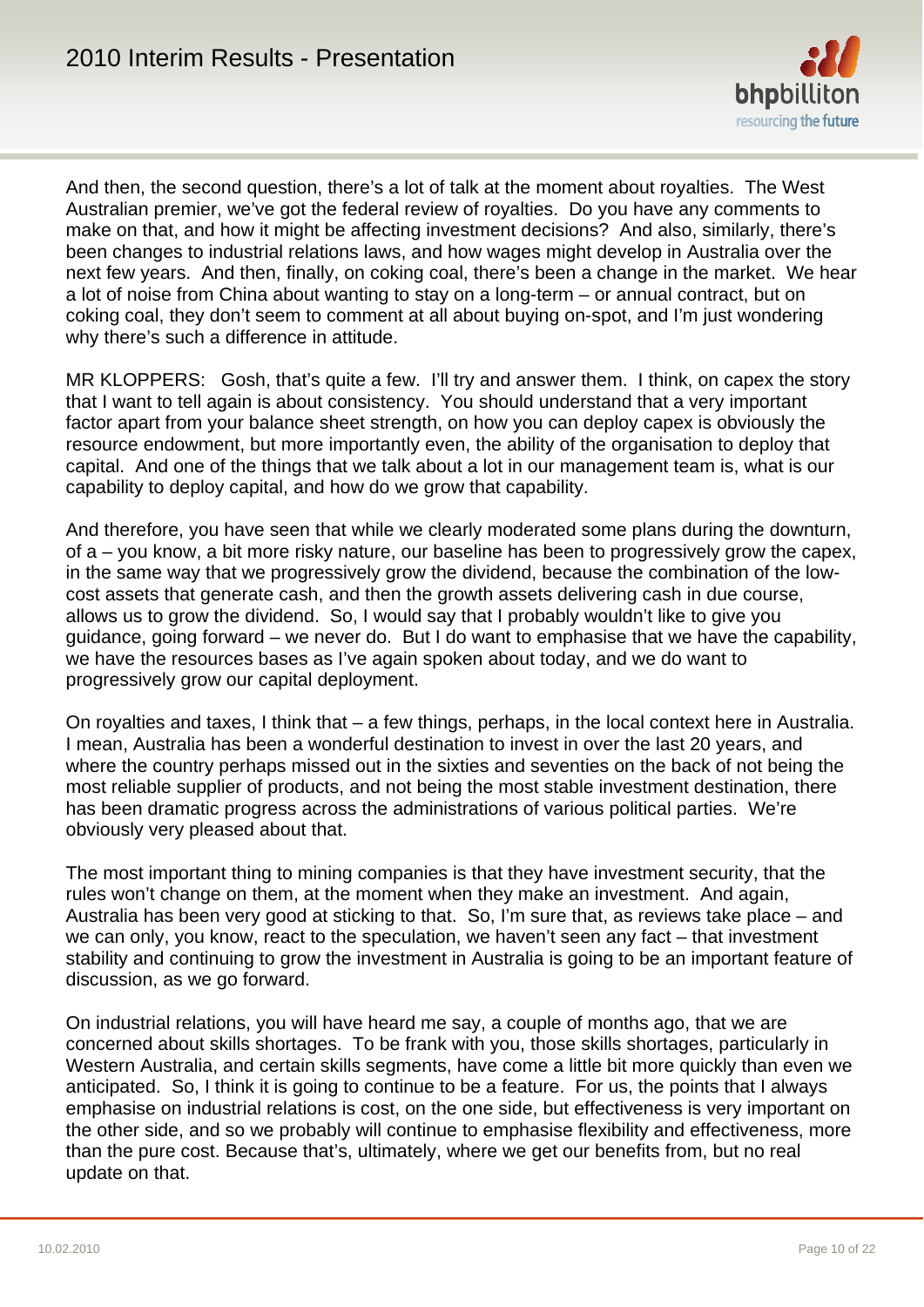And then, the second question, there's a lot of talk at the moment about royalties. The West Australian premier, we've got the federal review of royalties. Do you have any comments to make on that, and how it might be affecting investment decisions? And also, similarly, there's been changes to industrial relations laws, and how wages might develop in Australia over the next few years. And then, finally, on coking coal, there's been a change in the market. We hear a lot of noise from China about wanting to stay on a long-term – or annual contract, but on coking coal, they don't seem to comment at all about buying on-spot, and I'm just wondering why there's such a difference in attitude.

MR KLOPPERS: Gosh, that's quite a few. I'll try and answer them. I think, on capex the story that I want to tell again is about consistency. You should understand that a very important factor apart from your balance sheet strength, on how you can deploy capex is obviously the resource endowment, but more importantly even, the ability of the organisation to deploy that capital. And one of the things that we talk about a lot in our management team is, what is our capability to deploy capital, and how do we grow that capability.

And therefore, you have seen that while we clearly moderated some plans during the downturn, of a – you know, a bit more risky nature, our baseline has been to progressively grow the capex, in the same way that we progressively grow the dividend, because the combination of the low-cost assets that generate cash, and then the growth assets delivering cash in due course, allows us to grow the dividend. So, I would say that I probably wouldn't like to give you guidance, going forward – we never do. But I do want to emphasise that we have the capability, we have the resources bases as I've again spoken about today, and we do want to progressively grow our capital deployment.

On royalties and taxes, I think that – a few things, perhaps, in the local context here in Australia. I mean, Australia has been a wonderful destination to invest in over the last 20 years, and where the country perhaps missed out in the sixties and seventies on the back of not being the most reliable supplier of products, and not being the most stable investment destination, there has been dramatic progress across the administrations of various political parties. We're obviously very pleased about that.

The most important thing to mining companies is that they have investment security, that the rules won't change on them, at the moment when they make an investment. And again, Australia has been very good at sticking to that. So, I'm sure that, as reviews take place – and we can only, you know, react to the speculation, we haven't seen any fact – that investment stability and continuing to grow the investment in Australia is going to be an important feature of discussion, as we go forward.

On industrial relations, you will have heard me say, a couple of months ago, that we are concerned about skills shortages. To be frank with you, those skills shortages, particularly in Western Australia, and certain skills segments, have come a little bit more quickly than even we anticipated. So, I think it is going to continue to be a feature. For us, the points that I always emphasise on industrial relations is cost, on the one side, but effectiveness is very important on the other side, and so we probably will continue to emphasise flexibility and effectiveness, more than the pure cost. Because that's, ultimately, where we get our benefits from, but no real update on that.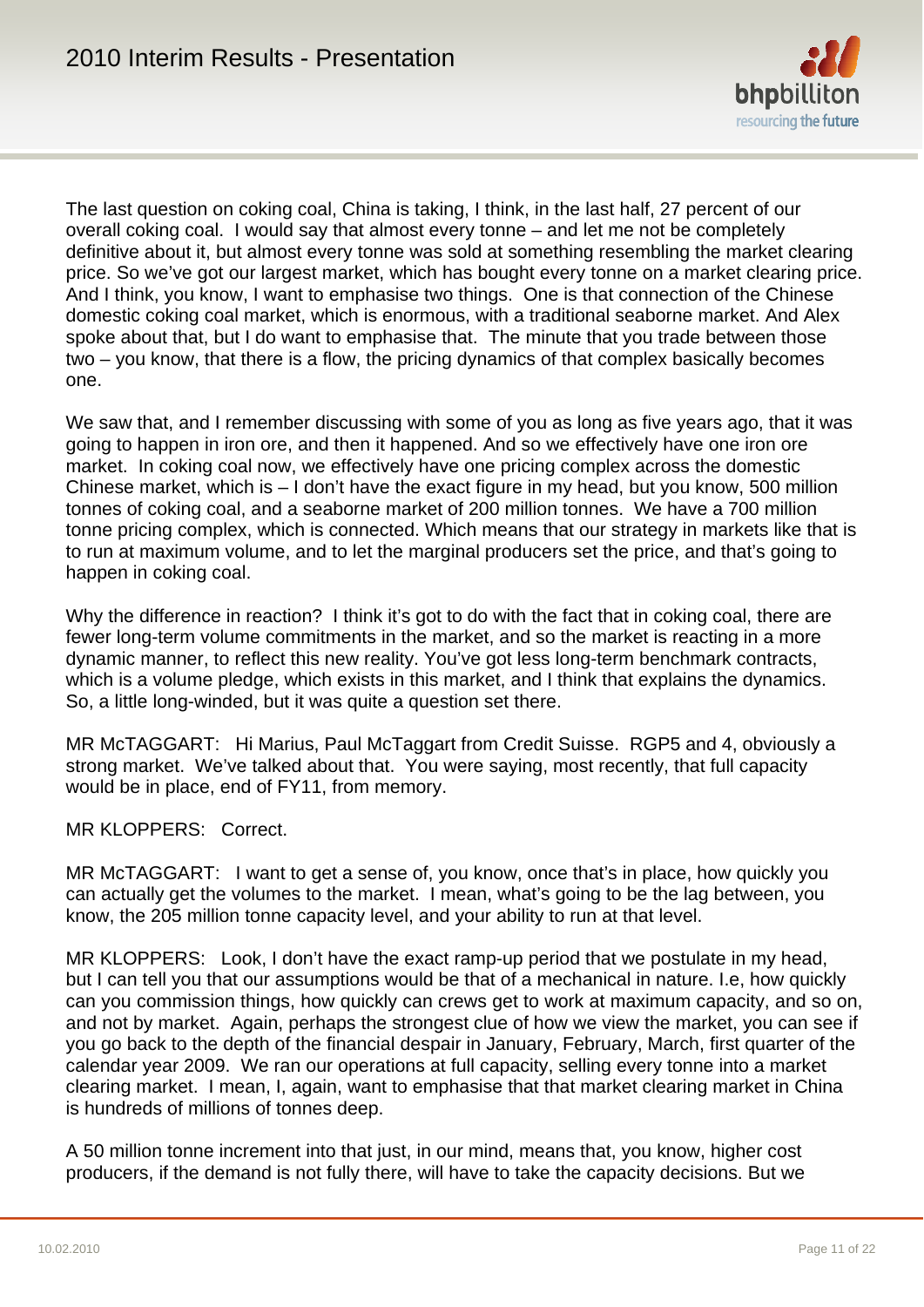The last question on coking coal, China is taking, I think, in the last half, 27 percent of our overall coking coal. I would say that almost every tonne – and let me not be completely definitive about it, but almost every tonne was sold at something resembling the market clearing price. So we've got our largest market, which has bought every tonne on a market clearing price. And I think, you know, I want to emphasise two things. One is that connection of the Chinese domestic coking coal market, which is enormous, with a traditional seaborne market. And Alex spoke about that, but I do want to emphasise that. The minute that you trade between those two – you know, that there is a flow, the pricing dynamics of that complex basically becomes one.

We saw that, and I remember discussing with some of you as long as five years ago, that it was going to happen in iron ore, and then it happened. And so we effectively have one iron ore market. In coking coal now, we effectively have one pricing complex across the domestic Chinese market, which is – I don't have the exact figure in my head, but you know, 500 million tonnes of coking coal, and a seaborne market of 200 million tonnes. We have a 700 million tonne pricing complex, which is connected. Which means that our strategy in markets like that is to run at maximum volume, and to let the marginal producers set the price, and that's going to happen in coking coal.

Why the difference in reaction? I think it's got to do with the fact that in coking coal, there are fewer long-term volume commitments in the market, and so the market is reacting in a more dynamic manner, to reflect this new reality. You've got less long-term benchmark contracts, which is a volume pledge, which exists in this market, and I think that explains the dynamics. So, a little long-winded, but it was quite a question set there.

MR McTAGGART: Hi Marius, Paul McTaggart from Credit Suisse. RGP5 and 4, obviously a strong market. We've talked about that. You were saying, most recently, that full capacity would be in place, end of FY11, from memory.

MR KLOPPERS: Correct.

MR McTAGGART: I want to get a sense of, you know, once that's in place, how quickly you can actually get the volumes to the market. I mean, what's going to be the lag between, you know, the 205 million tonne capacity level, and your ability to run at that level.

MR KLOPPERS: Look, I don't have the exact ramp-up period that we postulate in my head, but I can tell you that our assumptions would be that of a mechanical in nature. I.e, how quickly can you commission things, how quickly can crews get to work at maximum capacity, and so on, and not by market. Again, perhaps the strongest clue of how we view the market, you can see if you go back to the depth of the financial despair in January, February, March, first quarter of the calendar year 2009. We ran our operations at full capacity, selling every tonne into a market clearing market. I mean, I, again, want to emphasise that that market clearing market in China is hundreds of millions of tonnes deep.

A 50 million tonne increment into that just, in our mind, means that, you know, higher cost producers, if the demand is not fully there, will have to take the capacity decisions. But we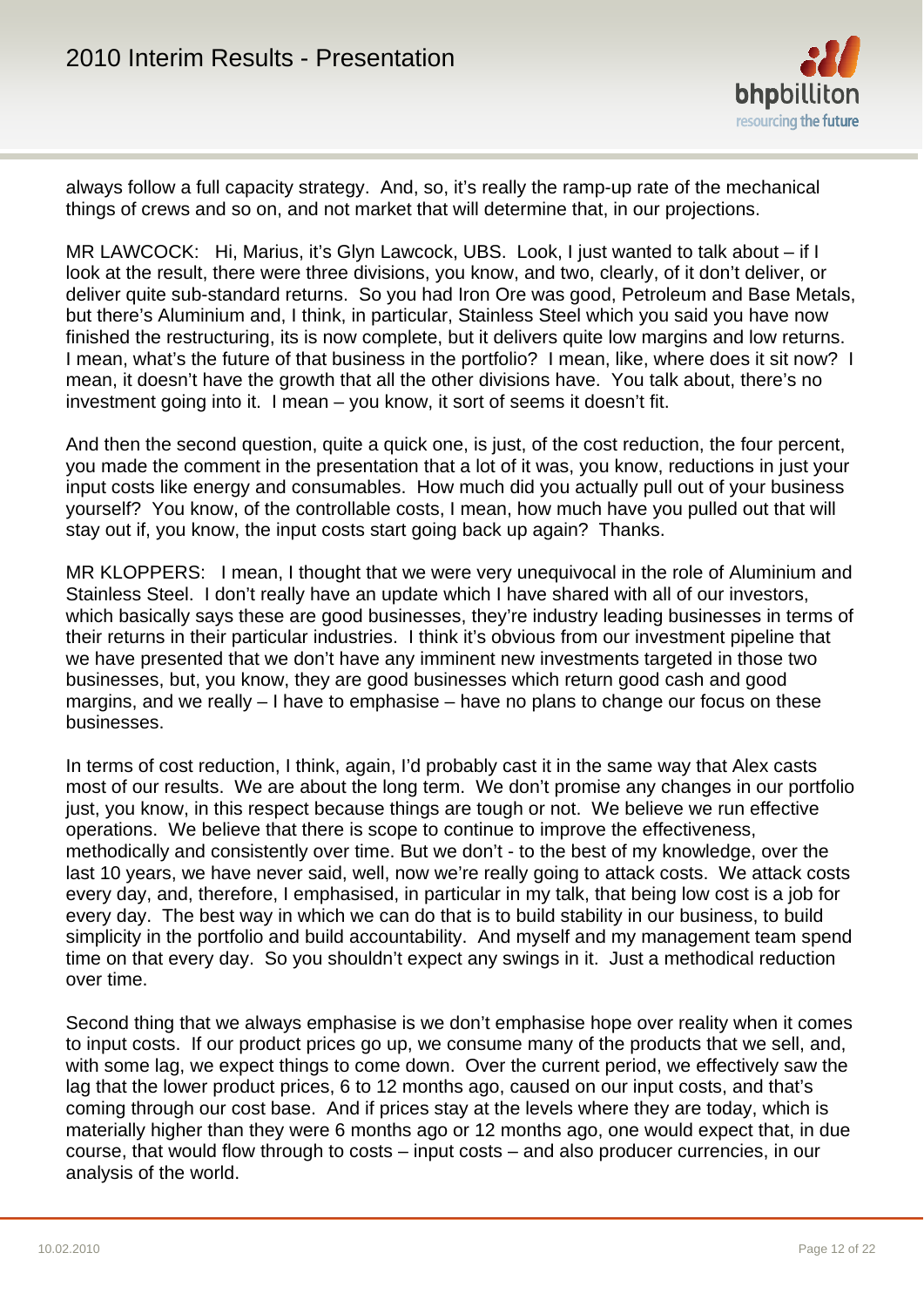always follow a full capacity strategy. And, so, it's really the ramp-up rate of the mechanical things of crews and so on, and not market that will determine that, in our projections.

MR LAWCOCK: Hi, Marius, it's Glyn Lawcock, UBS. Look, I just wanted to talk about – if I look at the result, there were three divisions, you know, and two, clearly, of it don't deliver, or deliver quite sub-standard returns. So you had Iron Ore was good, Petroleum and Base Metals, but there's Aluminium and, I think, in particular, Stainless Steel which you said you have now finished the restructuring, its is now complete, but it delivers quite low margins and low returns. I mean, what's the future of that business in the portfolio? I mean, like, where does it sit now? I mean, it doesn't have the growth that all the other divisions have. You talk about, there's no investment going into it. I mean – you know, it sort of seems it doesn't fit.

And then the second question, quite a quick one, is just, of the cost reduction, the four percent, you made the comment in the presentation that a lot of it was, you know, reductions in just your input costs like energy and consumables. How much did you actually pull out of your business yourself? You know, of the controllable costs, I mean, how much have you pulled out that will stay out if, you know, the input costs start going back up again? Thanks.

MR KLOPPERS: I mean, I thought that we were very unequivocal in the role of Aluminium and Stainless Steel. I don't really have an update which I have shared with all of our investors, which basically says these are good businesses, they're industry leading businesses in terms of their returns in their particular industries. I think it's obvious from our investment pipeline that we have presented that we don't have any imminent new investments targeted in those two businesses, but, you know, they are good businesses which return good cash and good margins, and we really – I have to emphasise – have no plans to change our focus on these businesses.

In terms of cost reduction, I think, again, I'd probably cast it in the same way that Alex casts most of our results. We are about the long term. We don't promise any changes in our portfolio just, you know, in this respect because things are tough or not. We believe we run effective operations. We believe that there is scope to continue to improve the effectiveness, methodically and consistently over time. But we don't - to the best of my knowledge, over the last 10 years, we have never said, well, now we're really going to attack costs. We attack costs every day, and, therefore, I emphasised, in particular in my talk, that being low cost is a job for every day. The best way in which we can do that is to build stability in our business, to build simplicity in the portfolio and build accountability. And myself and my management team spend time on that every day. So you shouldn't expect any swings in it. Just a methodical reduction over time.

Second thing that we always emphasise is we don't emphasise hope over reality when it comes to input costs. If our product prices go up, we consume many of the products that we sell, and, with some lag, we expect things to come down. Over the current period, we effectively saw the lag that the lower product prices, 6 to 12 months ago, caused on our input costs, and that's coming through our cost base. And if prices stay at the levels where they are today, which is materially higher than they were 6 months ago or 12 months ago, one would expect that, in due course, that would flow through to costs – input costs – and also producer currencies, in our analysis of the world.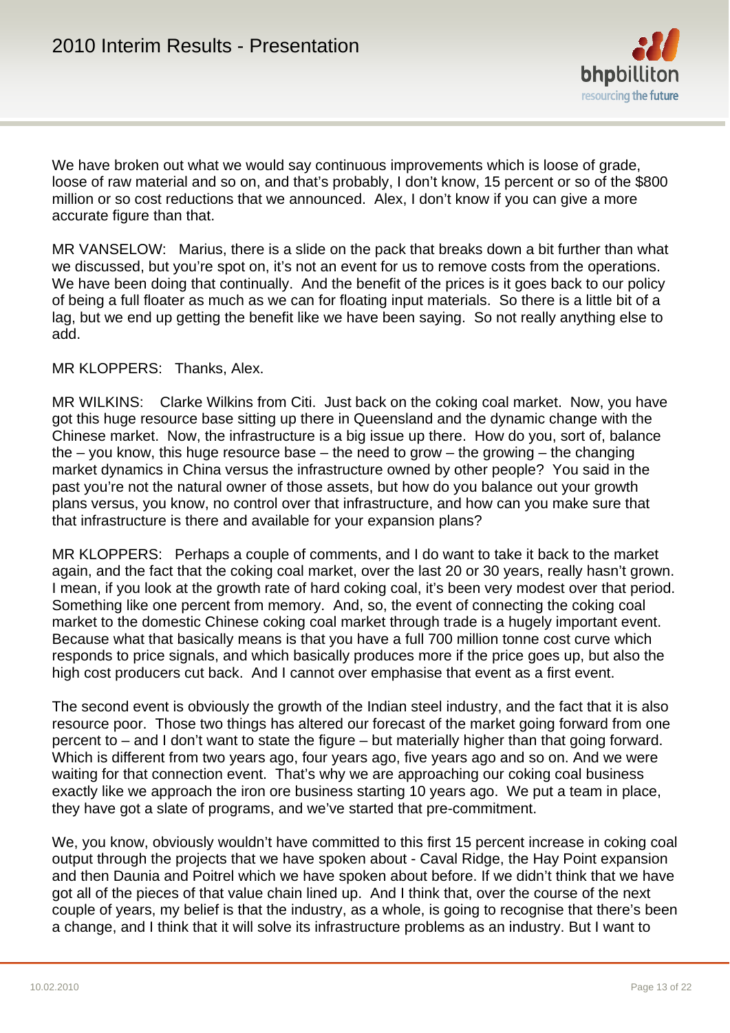We have broken out what we would say continuous improvements which is loose of grade, loose of raw material and so on, and that's probably, I don't know, 15 percent or so of the $800 million or so cost reductions that we announced. Alex, I don't know if you can give a more accurate figure than that.

MR VANSELOW: Marius, there is a slide on the pack that breaks down a bit further than what we discussed, but you're spot on, it's not an event for us to remove costs from the operations. We have been doing that continually. And the benefit of the prices is it goes back to our policy of being a full floater as much as we can for floating input materials. So there is a little bit of a lag, but we end up getting the benefit like we have been saying. So not really anything else to add.

MR KLOPPERS: Thanks, Alex.

MR WILKINS: Clarke Wilkins from Citi. Just back on the coking coal market. Now, you have got this huge resource base sitting up there in Queensland and the dynamic change with the Chinese market. Now, the infrastructure is a big issue up there. How do you, sort of, balance the – you know, this huge resource base – the need to grow – the growing – the changing market dynamics in China versus the infrastructure owned by other people? You said in the past you're not the natural owner of those assets, but how do you balance out your growth plans versus, you know, no control over that infrastructure, and how can you make sure that that infrastructure is there and available for your expansion plans?

MR KLOPPERS: Perhaps a couple of comments, and I do want to take it back to the market again, and the fact that the coking coal market, over the last 20 or 30 years, really hasn't grown. I mean, if you look at the growth rate of hard coking coal, it's been very modest over that period. Something like one percent from memory. And, so, the event of connecting the coking coal market to the domestic Chinese coking coal market through trade is a hugely important event. Because what that basically means is that you have a full 700 million tonne cost curve which responds to price signals, and which basically produces more if the price goes up, but also the high cost producers cut back. And I cannot over emphasise that event as a first event.

The second event is obviously the growth of the Indian steel industry, and the fact that it is also resource poor. Those two things has altered our forecast of the market going forward from one percent to – and I don't want to state the figure – but materially higher than that going forward. Which is different from two years ago, four years ago, five years ago and so on. And we were waiting for that connection event. That's why we are approaching our coking coal business exactly like we approach the iron ore business starting 10 years ago. We put a team in place, they have got a slate of programs, and we've started that pre-commitment.

We, you know, obviously wouldn't have committed to this first 15 percent increase in coking coal output through the projects that we have spoken about - Caval Ridge, the Hay Point expansion and then Daunia and Poitrel which we have spoken about before. If we didn't think that we have got all of the pieces of that value chain lined up. And I think that, over the course of the next couple of years, my belief is that the industry, as a whole, is going to recognise that there's been a change, and I think that it will solve its infrastructure problems as an industry. But I want to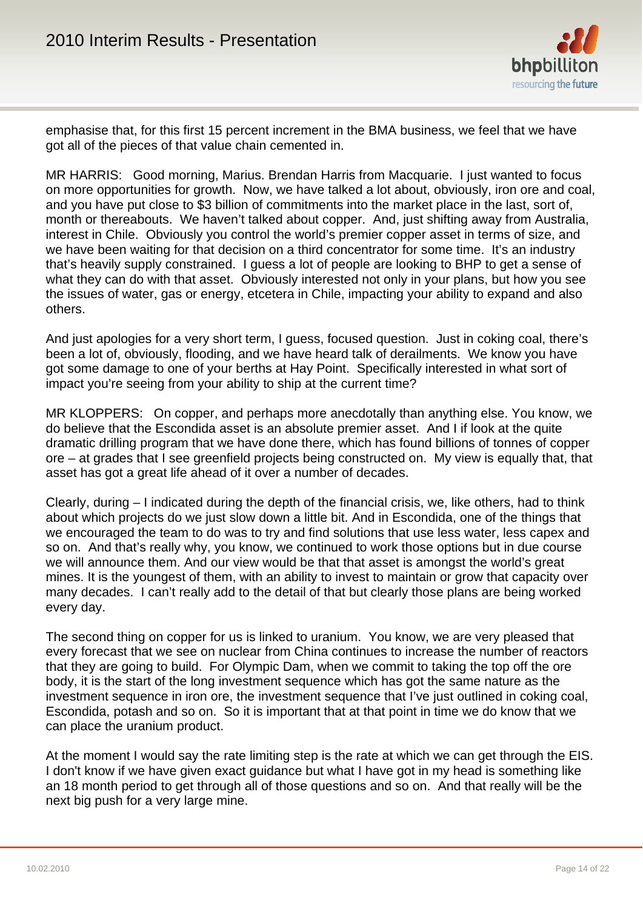emphasise that, for this first 15 percent increment in the BMA business, we feel that we have got all of the pieces of that value chain cemented in.

MR HARRIS: Good morning, Marius. Brendan Harris from Macquarie. I just wanted to focus on more opportunities for growth. Now, we have talked a lot about, obviously, iron ore and coal, and you have put close to $3 billion of commitments into the market place in the last, sort of, month or thereabouts. We haven't talked about copper. And, just shifting away from Australia, interest in Chile. Obviously you control the world's premier copper asset in terms of size, and we have been waiting for that decision on a third concentrator for some time. It's an industry that's heavily supply constrained. I guess a lot of people are looking to BHP to get a sense of what they can do with that asset. Obviously interested not only in your plans, but how you see the issues of water, gas or energy, etcetera in Chile, impacting your ability to expand and also others.

And just apologies for a very short term, I guess, focused question. Just in coking coal, there's been a lot of, obviously, flooding, and we have heard talk of derailments. We know you have got some damage to one of your berths at Hay Point. Specifically interested in what sort of impact you're seeing from your ability to ship at the current time?

MR KLOPPERS: On copper, and perhaps more anecdotally than anything else. You know, we do believe that the Escondida asset is an absolute premier asset. And I if look at the quite dramatic drilling program that we have done there, which has found billions of tonnes of copper ore – at grades that I see greenfield projects being constructed on. My view is equally that, that asset has got a great life ahead of it over a number of decades.

Clearly, during – I indicated during the depth of the financial crisis, we, like others, had to think about which projects do we just slow down a little bit. And in Escondida, one of the things that we encouraged the team to do was to try and find solutions that use less water, less capex and so on. And that's really why, you know, we continued to work those options but in due course we will announce them. And our view would be that that asset is amongst the world's great mines. It is the youngest of them, with an ability to invest to maintain or grow that capacity over many decades. I can't really add to the detail of that but clearly those plans are being worked every day.

The second thing on copper for us is linked to uranium. You know, we are very pleased that every forecast that we see on nuclear from China continues to increase the number of reactors that they are going to build. For Olympic Dam, when we commit to taking the top off the ore body, it is the start of the long investment sequence which has got the same nature as the investment sequence in iron ore, the investment sequence that I've just outlined in coking coal, Escondida, potash and so on. So it is important that at that point in time we do know that we can place the uranium product.

At the moment I would say the rate limiting step is the rate at which we can get through the EIS. I don't know if we have given exact guidance but what I have got in my head is something like an 18 month period to get through all of those questions and so on. And that really will be the next big push for a very large mine.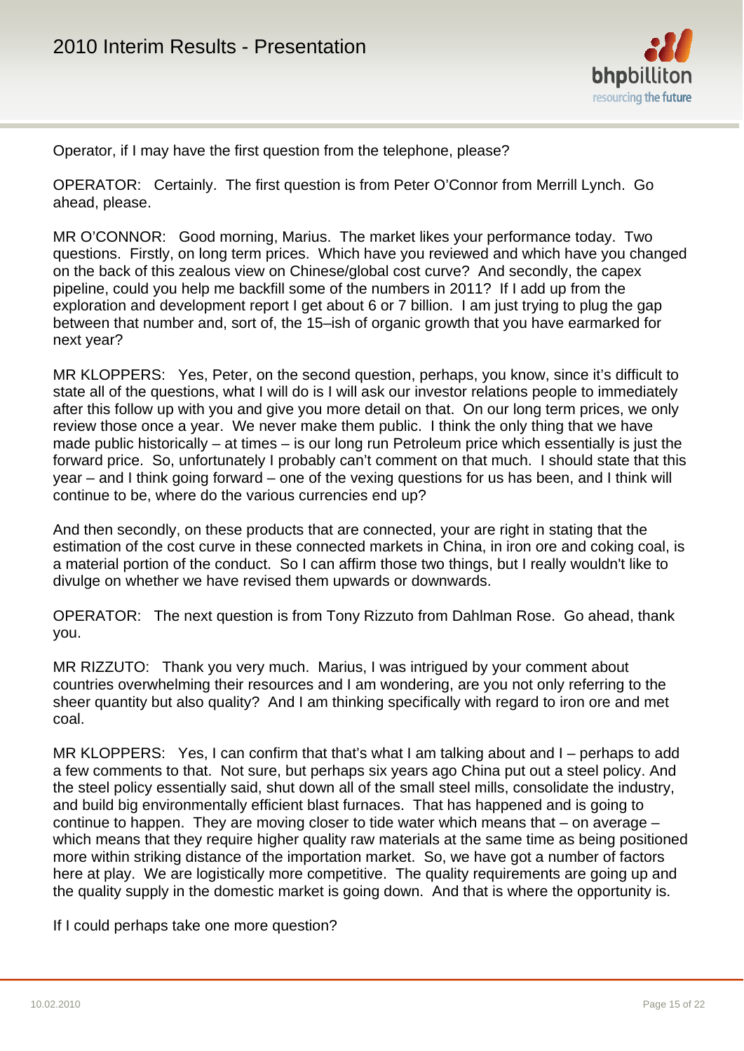Operator, if I may have the first question from the telephone, please?

OPERATOR: Certainly. The first question is from Peter O'Connor from Merrill Lynch. Go ahead, please.

MR O'CONNOR: Good morning, Marius. The market likes your performance today. Two questions. Firstly, on long term prices. Which have you reviewed and which have you changed on the back of this zealous view on Chinese/global cost curve? And secondly, the capex pipeline, could you help me backfill some of the numbers in 2011? If I add up from the exploration and development report I get about 6 or 7 billion. I am just trying to plug the gap between that number and, sort of, the 15–ish of organic growth that you have earmarked for next year?

MR KLOPPERS: Yes, Peter, on the second question, perhaps, you know, since it's difficult to state all of the questions, what I will do is I will ask our investor relations people to immediately after this follow up with you and give you more detail on that. On our long term prices, we only review those once a year. We never make them public. I think the only thing that we have made public historically – at times – is our long run Petroleum price which essentially is just the forward price. So, unfortunately I probably can't comment on that much. I should state that this year – and I think going forward – one of the vexing questions for us has been, and I think will continue to be, where do the various currencies end up?

And then secondly, on these products that are connected, your are right in stating that the estimation of the cost curve in these connected markets in China, in iron ore and coking coal, is a material portion of the conduct. So I can affirm those two things, but I really wouldn't like to divulge on whether we have revised them upwards or downwards.

OPERATOR: The next question is from Tony Rizzuto from Dahlman Rose. Go ahead, thank you.

MR RIZZUTO: Thank you very much. Marius, I was intrigued by your comment about countries overwhelming their resources and I am wondering, are you not only referring to the sheer quantity but also quality? And I am thinking specifically with regard to iron ore and met coal.

MR KLOPPERS: Yes, I can confirm that that's what I am talking about and I – perhaps to add a few comments to that. Not sure, but perhaps six years ago China put out a steel policy. And the steel policy essentially said, shut down all of the small steel mills, consolidate the industry, and build big environmentally efficient blast furnaces. That has happened and is going to continue to happen. They are moving closer to tide water which means that – on average – which means that they require higher quality raw materials at the same time as being positioned more within striking distance of the importation market. So, we have got a number of factors here at play. We are logistically more competitive. The quality requirements are going up and the quality supply in the domestic market is going down. And that is where the opportunity is.

If I could perhaps take one more question?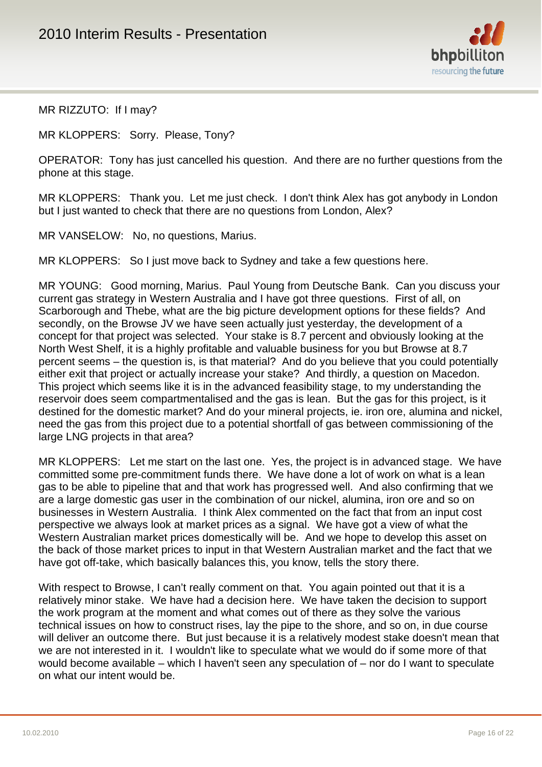MR RIZZUTO: If I may?

MR KLOPPERS: Sorry. Please, Tony?

OPERATOR: Tony has just cancelled his question. And there are no further questions from the phone at this stage.

MR KLOPPERS: Thank you. Let me just check. I don't think Alex has got anybody in London but I just wanted to check that there are no questions from London, Alex?

MR VANSELOW: No, no questions, Marius.

MR KLOPPERS: So I just move back to Sydney and take a few questions here.

MR YOUNG: Good morning, Marius. Paul Young from Deutsche Bank. Can you discuss your current gas strategy in Western Australia and I have got three questions. First of all, on Scarborough and Thebe, what are the big picture development options for these fields? And secondly, on the Browse JV we have seen actually just yesterday, the development of a concept for that project was selected. Your stake is 8.7 percent and obviously looking at the North West Shelf, it is a highly profitable and valuable business for you but Browse at 8.7 percent seems – the question is, is that material? And do you believe that you could potentially either exit that project or actually increase your stake? And thirdly, a question on Macedon. This project which seems like it is in the advanced feasibility stage, to my understanding the reservoir does seem compartmentalised and the gas is lean. But the gas for this project, is it destined for the domestic market? And do your mineral projects, ie. iron ore, alumina and nickel, need the gas from this project due to a potential shortfall of gas between commissioning of the large LNG projects in that area?

MR KLOPPERS: Let me start on the last one. Yes, the project is in advanced stage. We have committed some pre-commitment funds there. We have done a lot of work on what is a lean gas to be able to pipeline that and that work has progressed well. And also confirming that we are a large domestic gas user in the combination of our nickel, alumina, iron ore and so on businesses in Western Australia. I think Alex commented on the fact that from an input cost perspective we always look at market prices as a signal. We have got a view of what the Western Australian market prices domestically will be. And we hope to develop this asset on the back of those market prices to input in that Western Australian market and the fact that we have got off-take, which basically balances this, you know, tells the story there.

With respect to Browse, I can't really comment on that. You again pointed out that it is a relatively minor stake. We have had a decision here. We have taken the decision to support the work program at the moment and what comes out of there as they solve the various technical issues on how to construct rises, lay the pipe to the shore, and so on, in due course will deliver an outcome there. But just because it is a relatively modest stake doesn't mean that we are not interested in it. I wouldn't like to speculate what we would do if some more of that would become available – which I haven't seen any speculation of – nor do I want to speculate on what our intent would be.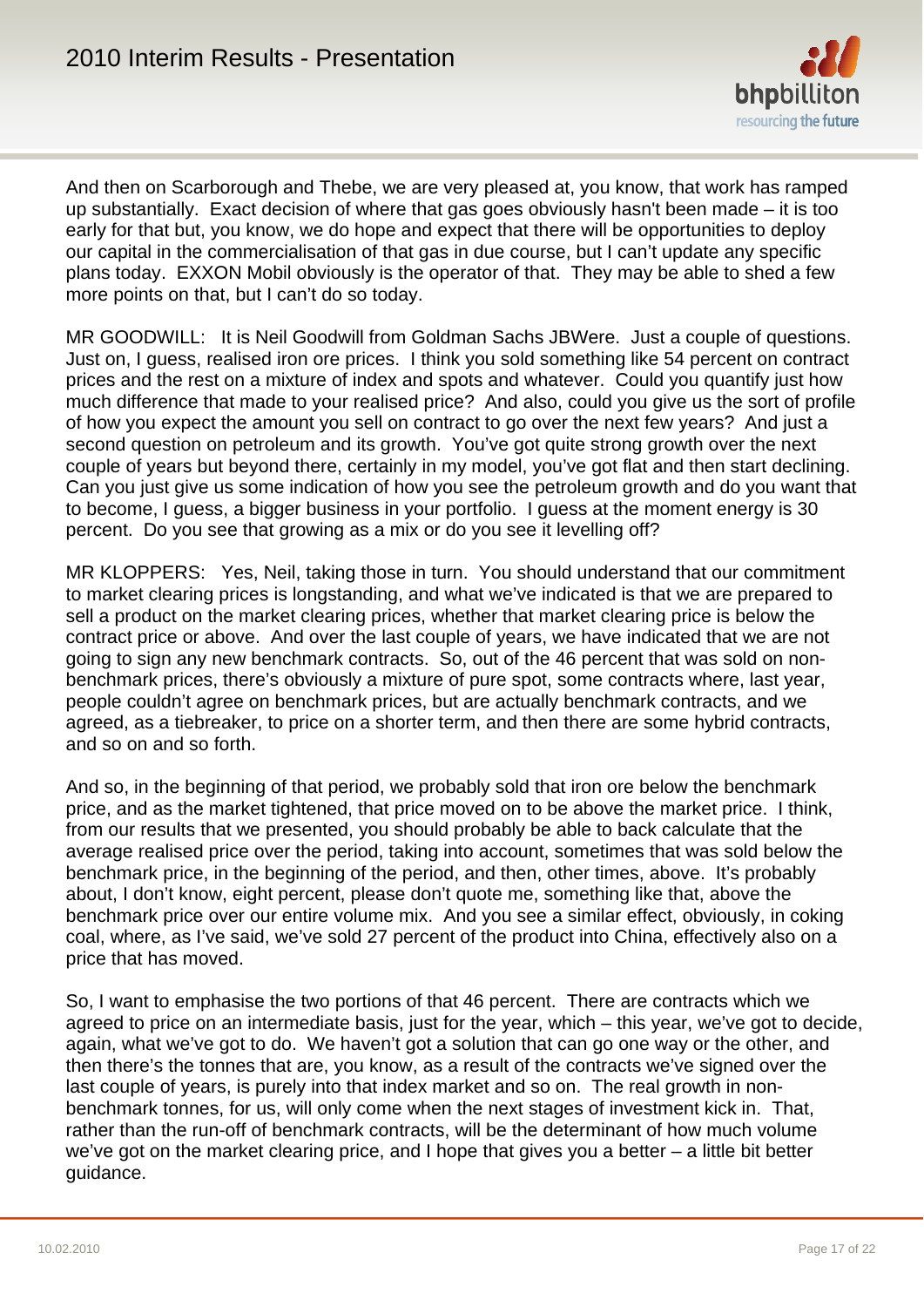And then on Scarborough and Thebe, we are very pleased at, you know, that work has ramped up substantially. Exact decision of where that gas goes obviously hasn't been made – it is too early for that but, you know, we do hope and expect that there will be opportunities to deploy our capital in the commercialisation of that gas in due course, but I can't update any specific plans today. EXXON Mobil obviously is the operator of that. They may be able to shed a few more points on that, but I can't do so today.

MR GOODWILL: It is Neil Goodwill from Goldman Sachs JBWere. Just a couple of questions. Just on, I guess, realised iron ore prices. I think you sold something like 54 percent on contract prices and the rest on a mixture of index and spots and whatever. Could you quantify just how much difference that made to your realised price? And also, could you give us the sort of profile of how you expect the amount you sell on contract to go over the next few years? And just a second question on petroleum and its growth. You've got quite strong growth over the next couple of years but beyond there, certainly in my model, you've got flat and then start declining. Can you just give us some indication of how you see the petroleum growth and do you want that to become, I guess, a bigger business in your portfolio. I guess at the moment energy is 30 percent. Do you see that growing as a mix or do you see it levelling off?

MR KLOPPERS: Yes, Neil, taking those in turn. You should understand that our commitment to market clearing prices is longstanding, and what we've indicated is that we are prepared to sell a product on the market clearing prices, whether that market clearing price is below the contract price or above. And over the last couple of years, we have indicated that we are not going to sign any new benchmark contracts. So, out of the 46 percent that was sold on non-benchmark prices, there's obviously a mixture of pure spot, some contracts where, last year, people couldn't agree on benchmark prices, but are actually benchmark contracts, and we agreed, as a tiebreaker, to price on a shorter term, and then there are some hybrid contracts, and so on and so forth.

And so, in the beginning of that period, we probably sold that iron ore below the benchmark price, and as the market tightened, that price moved on to be above the market price. I think, from our results that we presented, you should probably be able to back calculate that the average realised price over the period, taking into account, sometimes that was sold below the benchmark price, in the beginning of the period, and then, other times, above. It's probably about, I don't know, eight percent, please don't quote me, something like that, above the benchmark price over our entire volume mix. And you see a similar effect, obviously, in coking coal, where, as I've said, we've sold 27 percent of the product into China, effectively also on a price that has moved.

So, I want to emphasise the two portions of that 46 percent. There are contracts which we agreed to price on an intermediate basis, just for the year, which – this year, we've got to decide, again, what we've got to do. We haven't got a solution that can go one way or the other, and then there's the tonnes that are, you know, as a result of the contracts we've signed over the last couple of years, is purely into that index market and so on. The real growth in non-benchmark tonnes, for us, will only come when the next stages of investment kick in. That, rather than the run-off of benchmark contracts, will be the determinant of how much volume we've got on the market clearing price, and I hope that gives you a better – a little bit better guidance.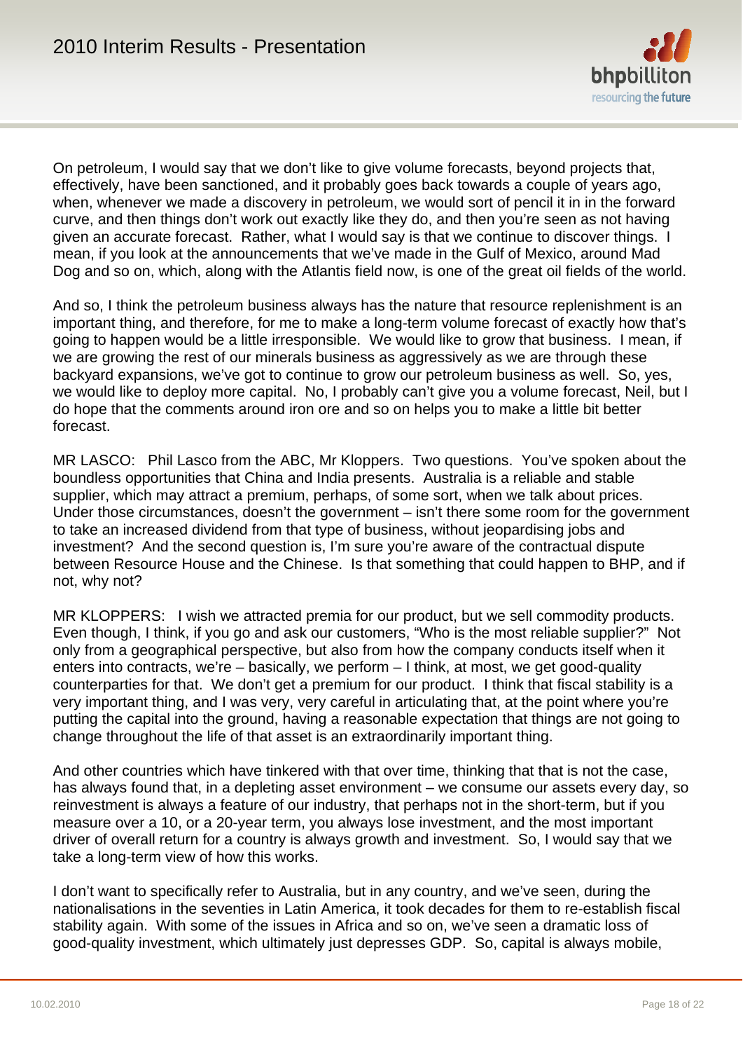On petroleum, I would say that we don't like to give volume forecasts, beyond projects that, effectively, have been sanctioned, and it probably goes back towards a couple of years ago, when, whenever we made a discovery in petroleum, we would sort of pencil it in in the forward curve, and then things don't work out exactly like they do, and then you're seen as not having given an accurate forecast. Rather, what I would say is that we continue to discover things. I mean, if you look at the announcements that we've made in the Gulf of Mexico, around Mad Dog and so on, which, along with the Atlantis field now, is one of the great oil fields of the world.

And so, I think the petroleum business always has the nature that resource replenishment is an important thing, and therefore, for me to make a long-term volume forecast of exactly how that's going to happen would be a little irresponsible. We would like to grow that business. I mean, if we are growing the rest of our minerals business as aggressively as we are through these backyard expansions, we've got to continue to grow our petroleum business as well. So, yes, we would like to deploy more capital. No, I probably can't give you a volume forecast, Neil, but I do hope that the comments around iron ore and so on helps you to make a little bit better forecast.

MR LASCO: Phil Lasco from the ABC, Mr Kloppers. Two questions. You've spoken about the boundless opportunities that China and India presents. Australia is a reliable and stable supplier, which may attract a premium, perhaps, of some sort, when we talk about prices. Under those circumstances, doesn't the government – isn't there some room for the government to take an increased dividend from that type of business, without jeopardising jobs and investment? And the second question is, I'm sure you're aware of the contractual dispute between Resource House and the Chinese. Is that something that could happen to BHP, and if not, why not?

MR KLOPPERS: I wish we attracted premia for our product, but we sell commodity products. Even though, I think, if you go and ask our customers, "Who is the most reliable supplier?" Not only from a geographical perspective, but also from how the company conducts itself when it enters into contracts, we're – basically, we perform – I think, at most, we get good-quality counterparties for that. We don't get a premium for our product. I think that fiscal stability is a very important thing, and I was very, very careful in articulating that, at the point where you're putting the capital into the ground, having a reasonable expectation that things are not going to change throughout the life of that asset is an extraordinarily important thing.

And other countries which have tinkered with that over time, thinking that that is not the case, has always found that, in a depleting asset environment – we consume our assets every day, so reinvestment is always a feature of our industry, that perhaps not in the short-term, but if you measure over a 10, or a 20-year term, you always lose investment, and the most important driver of overall return for a country is always growth and investment. So, I would say that we take a long-term view of how this works.

I don't want to specifically refer to Australia, but in any country, and we've seen, during the nationalisations in the seventies in Latin America, it took decades for them to re-establish fiscal stability again. With some of the issues in Africa and so on, we've seen a dramatic loss of good-quality investment, which ultimately just depresses GDP. So, capital is always mobile,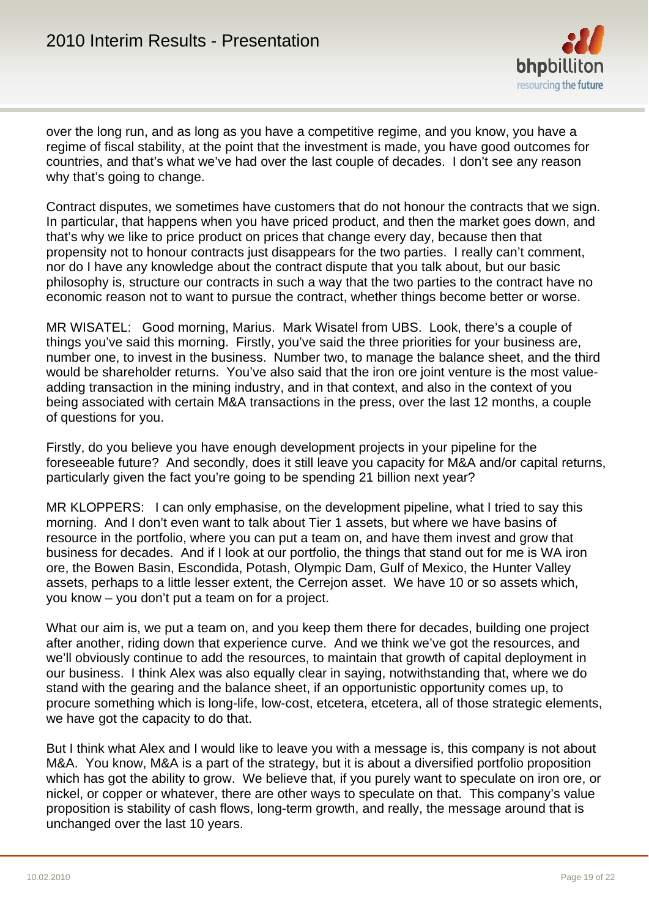over the long run, and as long as you have a competitive regime, and you know, you have a regime of fiscal stability, at the point that the investment is made, you have good outcomes for countries, and that's what we've had over the last couple of decades. I don't see any reason why that's going to change.

Contract disputes, we sometimes have customers that do not honour the contracts that we sign. In particular, that happens when you have priced product, and then the market goes down, and that's why we like to price product on prices that change every day, because then that propensity not to honour contracts just disappears for the two parties. I really can't comment, nor do I have any knowledge about the contract dispute that you talk about, but our basic philosophy is, structure our contracts in such a way that the two parties to the contract have no economic reason not to want to pursue the contract, whether things become better or worse.

MR WISATEL: Good morning, Marius. Mark Wisatel from UBS. Look, there's a couple of things you've said this morning. Firstly, you've said the three priorities for your business are, number one, to invest in the business. Number two, to manage the balance sheet, and the third would be shareholder returns. You've also said that the iron ore joint venture is the most value-adding transaction in the mining industry, and in that context, and also in the context of you being associated with certain M&A transactions in the press, over the last 12 months, a couple of questions for you.

Firstly, do you believe you have enough development projects in your pipeline for the foreseeable future? And secondly, does it still leave you capacity for M&A and/or capital returns, particularly given the fact you're going to be spending 21 billion next year?

MR KLOPPERS: I can only emphasise, on the development pipeline, what I tried to say this morning. And I don't even want to talk about Tier 1 assets, but where we have basins of resource in the portfolio, where you can put a team on, and have them invest and grow that business for decades. And if I look at our portfolio, the things that stand out for me is WA iron ore, the Bowen Basin, Escondida, Potash, Olympic Dam, Gulf of Mexico, the Hunter Valley assets, perhaps to a little lesser extent, the Cerrejon asset. We have 10 or so assets which, you know – you don't put a team on for a project.

What our aim is, we put a team on, and you keep them there for decades, building one project after another, riding down that experience curve. And we think we've got the resources, and we'll obviously continue to add the resources, to maintain that growth of capital deployment in our business. I think Alex was also equally clear in saying, notwithstanding that, where we do stand with the gearing and the balance sheet, if an opportunistic opportunity comes up, to procure something which is long-life, low-cost, etcetera, etcetera, all of those strategic elements, we have got the capacity to do that.

But I think what Alex and I would like to leave you with a message is, this company is not about M&A. You know, M&A is a part of the strategy, but it is about a diversified portfolio proposition which has got the ability to grow. We believe that, if you purely want to speculate on iron ore, or nickel, or copper or whatever, there are other ways to speculate on that. This company's value proposition is stability of cash flows, long-term growth, and really, the message around that is unchanged over the last 10 years.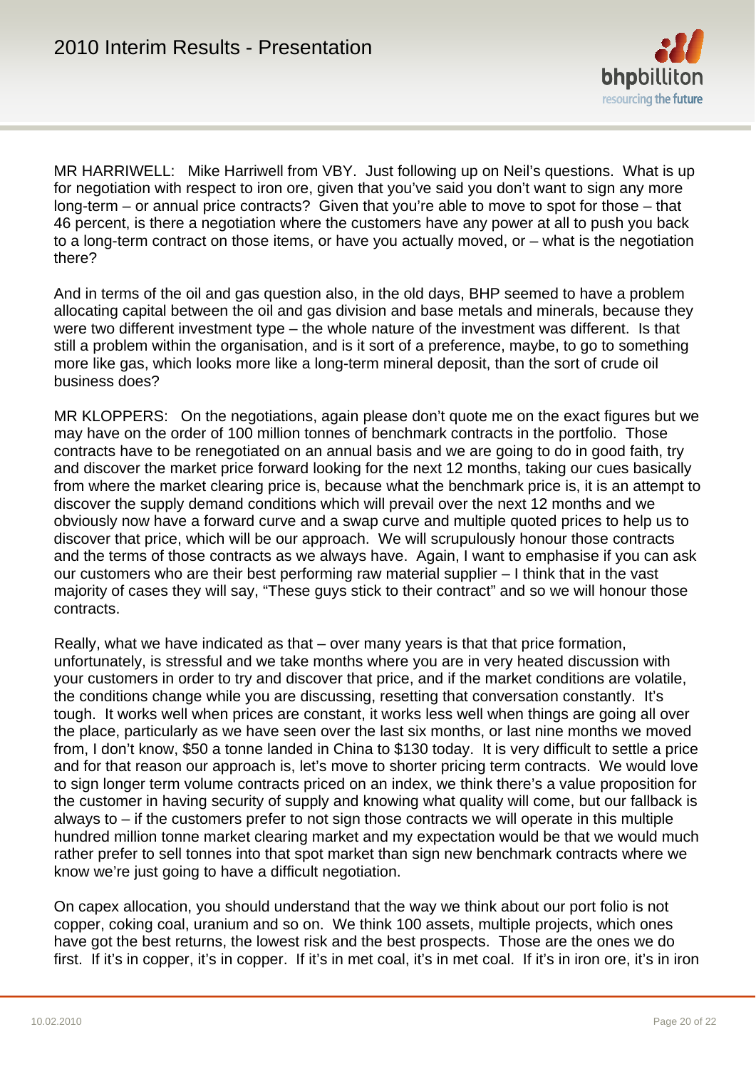MR HARRIWELL: Mike Harriwell from VBY. Just following up on Neil's questions. What is up for negotiation with respect to iron ore, given that you've said you don't want to sign any more long-term – or annual price contracts? Given that you're able to move to spot for those – that 46 percent, is there a negotiation where the customers have any power at all to push you back to a long-term contract on those items, or have you actually moved, or – what is the negotiation there?

And in terms of the oil and gas question also, in the old days, BHP seemed to have a problem allocating capital between the oil and gas division and base metals and minerals, because they were two different investment type – the whole nature of the investment was different. Is that still a problem within the organisation, and is it sort of a preference, maybe, to go to something more like gas, which looks more like a long-term mineral deposit, than the sort of crude oil business does?

MR KLOPPERS: On the negotiations, again please don't quote me on the exact figures but we may have on the order of 100 million tonnes of benchmark contracts in the portfolio. Those contracts have to be renegotiated on an annual basis and we are going to do in good faith, try and discover the market price forward looking for the next 12 months, taking our cues basically from where the market clearing price is, because what the benchmark price is, it is an attempt to discover the supply demand conditions which will prevail over the next 12 months and we obviously now have a forward curve and a swap curve and multiple quoted prices to help us to discover that price, which will be our approach. We will scrupulously honour those contracts and the terms of those contracts as we always have. Again, I want to emphasise if you can ask our customers who are their best performing raw material supplier – I think that in the vast majority of cases they will say, "These guys stick to their contract" and so we will honour those contracts.

Really, what we have indicated as that – over many years is that that price formation, unfortunately, is stressful and we take months where you are in very heated discussion with your customers in order to try and discover that price, and if the market conditions are volatile, the conditions change while you are discussing, resetting that conversation constantly. It's tough. It works well when prices are constant, it works less well when things are going all over the place, particularly as we have seen over the last six months, or last nine months we moved from, I don't know, $50 a tonne landed in China to $130 today. It is very difficult to settle a price and for that reason our approach is, let's move to shorter pricing term contracts. We would love to sign longer term volume contracts priced on an index, we think there's a value proposition for the customer in having security of supply and knowing what quality will come, but our fallback is always to – if the customers prefer to not sign those contracts we will operate in this multiple hundred million tonne market clearing market and my expectation would be that we would much rather prefer to sell tonnes into that spot market than sign new benchmark contracts where we know we're just going to have a difficult negotiation.

On capex allocation, you should understand that the way we think about our port folio is not copper, coking coal, uranium and so on. We think 100 assets, multiple projects, which ones have got the best returns, the lowest risk and the best prospects. Those are the ones we do first. If it's in copper, it's in copper. If it's in met coal, it's in met coal. If it's in iron ore, it's in iron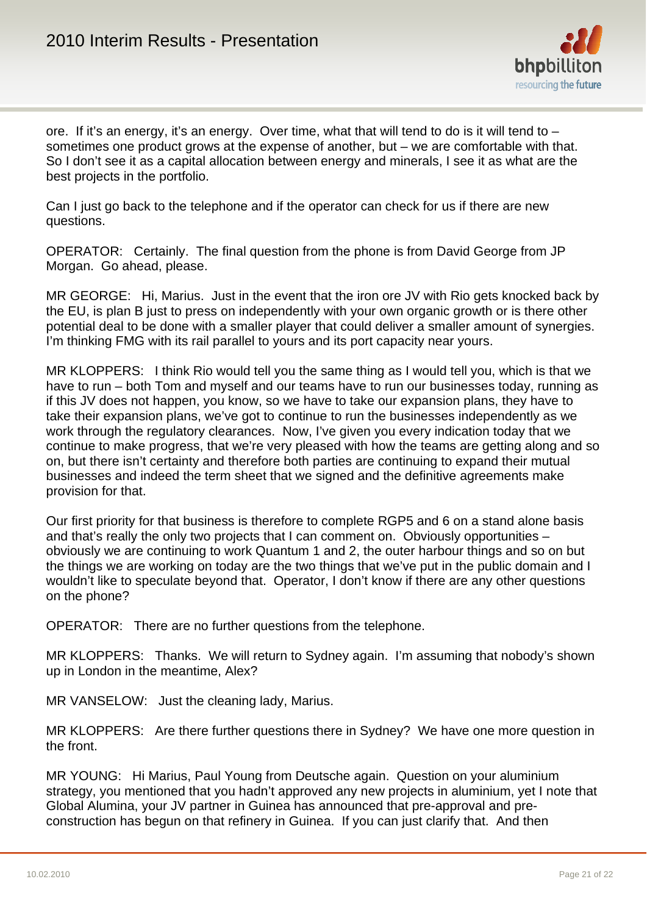ore. If it's an energy, it's an energy. Over time, what that will tend to do is it will tend to – sometimes one product grows at the expense of another, but – we are comfortable with that. So I don't see it as a capital allocation between energy and minerals, I see it as what are the best projects in the portfolio.

Can I just go back to the telephone and if the operator can check for us if there are new questions.

OPERATOR: Certainly. The final question from the phone is from David George from JP Morgan. Go ahead, please.

MR GEORGE: Hi, Marius. Just in the event that the iron ore JV with Rio gets knocked back by the EU, is plan B just to press on independently with your own organic growth or is there other potential deal to be done with a smaller player that could deliver a smaller amount of synergies. I'm thinking FMG with its rail parallel to yours and its port capacity near yours.

MR KLOPPERS: I think Rio would tell you the same thing as I would tell you, which is that we have to run – both Tom and myself and our teams have to run our businesses today, running as if this JV does not happen, you know, so we have to take our expansion plans, they have to take their expansion plans, we've got to continue to run the businesses independently as we work through the regulatory clearances. Now, I've given you every indication today that we continue to make progress, that we're very pleased with how the teams are getting along and so on, but there isn't certainty and therefore both parties are continuing to expand their mutual businesses and indeed the term sheet that we signed and the definitive agreements make provision for that.

Our first priority for that business is therefore to complete RGP5 and 6 on a stand alone basis and that's really the only two projects that I can comment on. Obviously opportunities – obviously we are continuing to work Quantum 1 and 2, the outer harbour things and so on but the things we are working on today are the two things that we've put in the public domain and I wouldn't like to speculate beyond that. Operator, I don't know if there are any other questions on the phone?

OPERATOR: There are no further questions from the telephone.

MR KLOPPERS: Thanks. We will return to Sydney again. I'm assuming that nobody's shown up in London in the meantime, Alex?

MR VANSELOW: Just the cleaning lady, Marius.

MR KLOPPERS: Are there further questions there in Sydney? We have one more question in the front.

MR YOUNG: Hi Marius, Paul Young from Deutsche again. Question on your aluminium strategy, you mentioned that you hadn't approved any new projects in aluminium, yet I note that Global Alumina, your JV partner in Guinea has announced that pre-approval and pre-construction has begun on that refinery in Guinea. If you can just clarify that. And then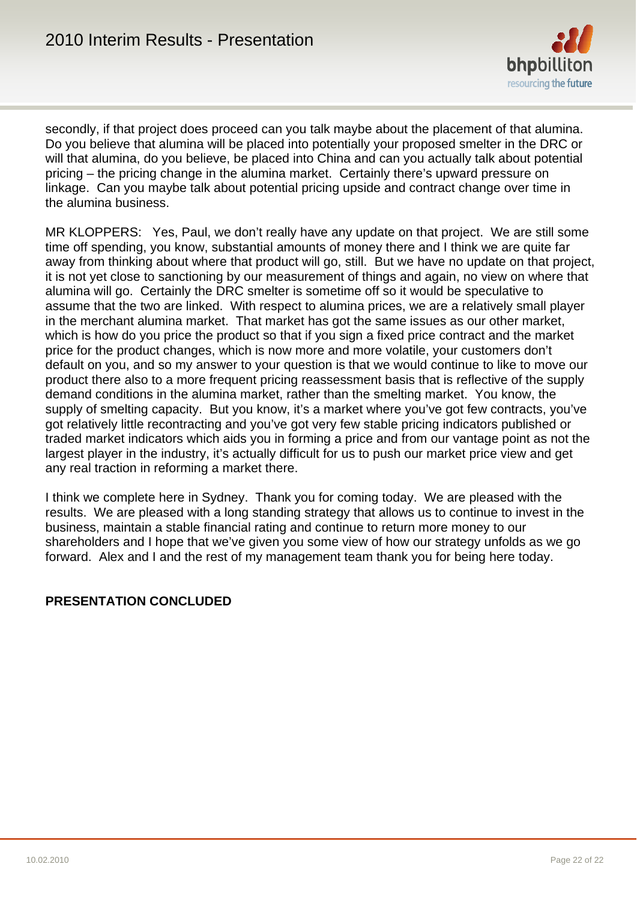secondly, if that project does proceed can you talk maybe about the placement of that alumina. Do you believe that alumina will be placed into potentially your proposed smelter in the DRC or will that alumina, do you believe, be placed into China and can you actually talk about potential pricing – the pricing change in the alumina market. Certainly there's upward pressure on linkage. Can you maybe talk about potential pricing upside and contract change over time in the alumina business.

MR KLOPPERS: Yes, Paul, we don't really have any update on that project. We are still some time off spending, you know, substantial amounts of money there and I think we are quite far away from thinking about where that product will go, still. But we have no update on that project, it is not yet close to sanctioning by our measurement of things and again, no view on where that alumina will go. Certainly the DRC smelter is sometime off so it would be speculative to assume that the two are linked. With respect to alumina prices, we are a relatively small player in the merchant alumina market. That market has got the same issues as our other market, which is how do you price the product so that if you sign a fixed price contract and the market price for the product changes, which is now more and more volatile, your customers don't default on you, and so my answer to your question is that we would continue to like to move our product there also to a more frequent pricing reassessment basis that is reflective of the supply demand conditions in the alumina market, rather than the smelting market. You know, the supply of smelting capacity. But you know, it's a market where you've got few contracts, you've got relatively little recontracting and you've got very few stable pricing indicators published or traded market indicators which aids you in forming a price and from our vantage point as not the largest player in the industry, it's actually difficult for us to push our market price view and get any real traction in reforming a market there.

I think we complete here in Sydney. Thank you for coming today. We are pleased with the results. We are pleased with a long standing strategy that allows us to continue to invest in the business, maintain a stable financial rating and continue to return more money to our shareholders and I hope that we've given you some view of how our strategy unfolds as we go forward. Alex and I and the rest of my management team thank you for being here today.

**PRESENTATION CONCLUDED**